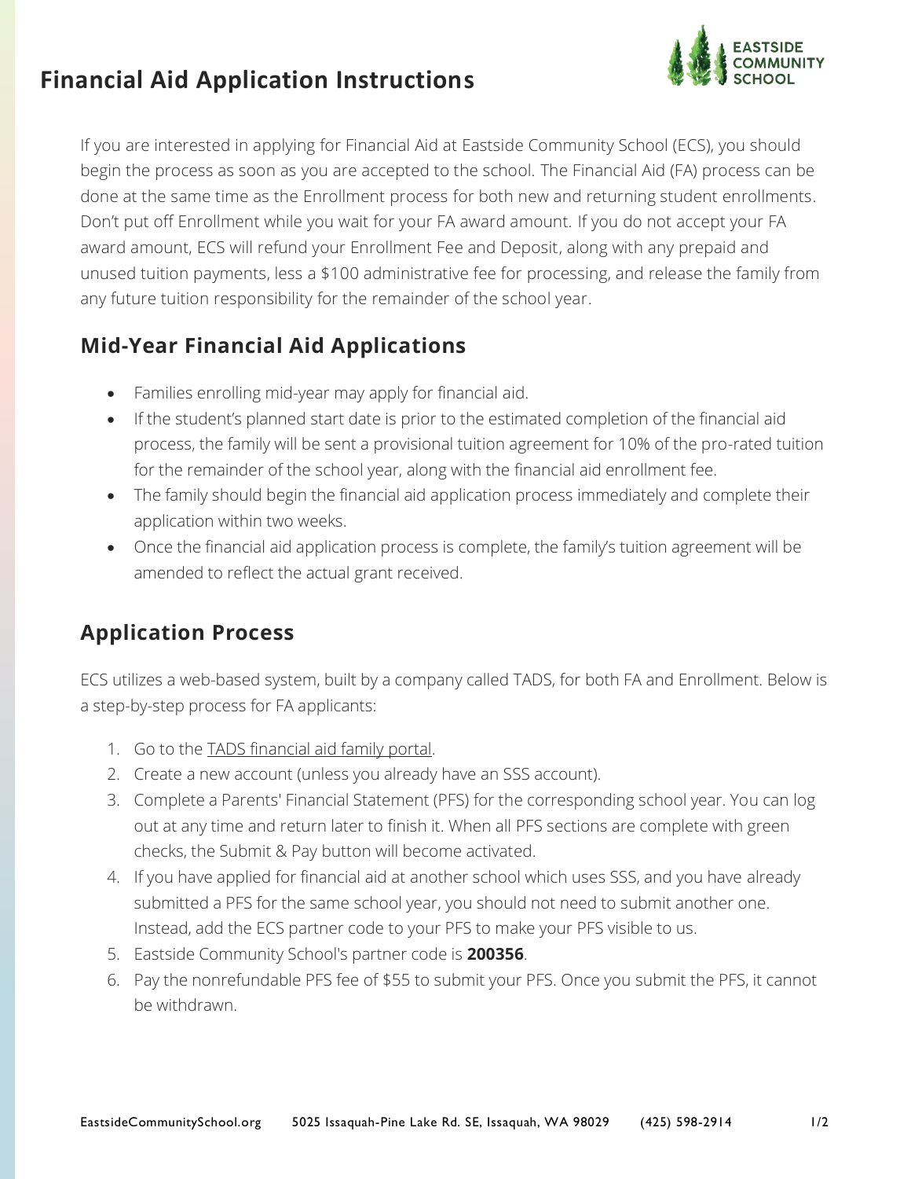# Financial Aid Application Instructions

If you are interested in applying for Financial Aid at Eastside Community School (ECS), you should begin the process as soon as you are accepted to the school. The Financial Aid (FA) process can be done at the same time as the Enrollment process for both new and returning student enrollments. Don't put off Enrollment while you wait for your FA award amount. If you do not accept your FA award amount, ECS will refund your Enrollment Fee and Deposit, along with any prepaid and unused tuition payments, less a $100 administrative fee for processing, and release the family from any future tuition responsibility for the remainder of the school year.

## Mid-Year Financial Aid Applications

- Families enrolling mid-year may apply for financial aid.
- If the student's planned start date is prior to the estimated completion of the financial aid process, the family will be sent a provisional tuition agreement for 10% of the pro-rated tuition for the remainder of the school year, along with the financial aid enrollment fee.
- The family should begin the financial aid application process immediately and complete their application within two weeks.
- Once the financial aid application process is complete, the family's tuition agreement will be amended to reflect the actual grant received.

## Application Process

ECS utilizes a web-based system, built by a company called TADS, for both FA and Enrollment. Below is a step-by-step process for FA applicants:

1. Go to the TADS financial aid family portal.
2. Create a new account (unless you already have an SSS account).
3. Complete a Parents' Financial Statement (PFS) for the corresponding school year. You can log out at any time and return later to finish it. When all PFS sections are complete with green checks, the Submit & Pay button will become activated.
4. If you have applied for financial aid at another school which uses SSS, and you have already submitted a PFS for the same school year, you should not need to submit another one. Instead, add the ECS partner code to your PFS to make your PFS visible to us.
5. Eastside Community School's partner code is **200356**.
6. Pay the nonrefundable PFS fee of $55 to submit your PFS. Once you submit the PFS, it cannot be withdrawn.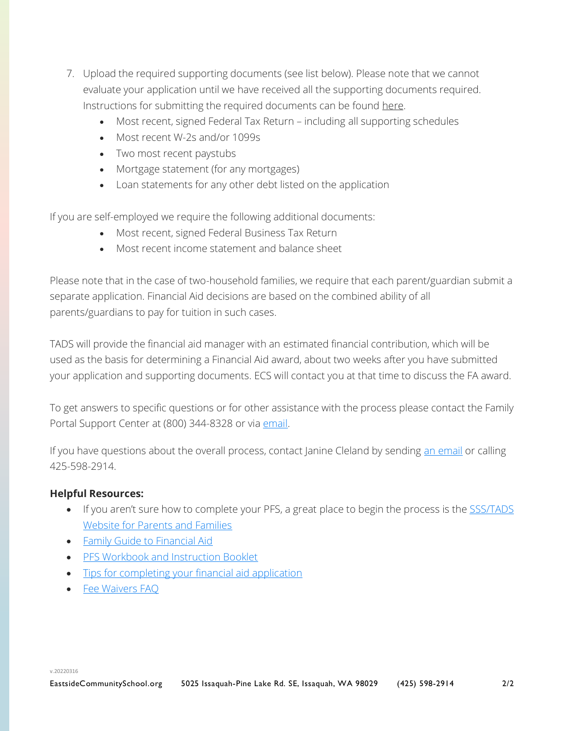7. Upload the required supporting documents (see list below). Please note that we cannot evaluate your application until we have received all the supporting documents required. Instructions for submitting the required documents can be found here.
   - Most recent, signed Federal Tax Return – including all supporting schedules
   - Most recent W-2s and/or 1099s
   - Two most recent paystubs
   - Mortgage statement (for any mortgages)
   - Loan statements for any other debt listed on the application

If you are self-employed we require the following additional documents:

- Most recent, signed Federal Business Tax Return
- Most recent income statement and balance sheet

Please note that in the case of two-household families, we require that each parent/guardian submit a separate application. Financial Aid decisions are based on the combined ability of all parents/guardians to pay for tuition in such cases.

TADS will provide the financial aid manager with an estimated financial contribution, which will be used as the basis for determining a Financial Aid award, about two weeks after you have submitted your application and supporting documents. ECS will contact you at that time to discuss the FA award.

To get answers to specific questions or for other assistance with the process please contact the Family Portal Support Center at (800) 344-8328 or via email.

If you have questions about the overall process, contact Janine Cleland by sending an email or calling 425-598-2914.

**Helpful Resources:**

- If you aren't sure how to complete your PFS, a great place to begin the process is the SSS/TADS Website for Parents and Families
- Family Guide to Financial Aid
- PFS Workbook and Instruction Booklet
- Tips for completing your financial aid application
- Fee Waivers FAQ

v.20220316

EastsideCommunitySchool.org    5025 Issaquah-Pine Lake Rd. SE, Issaquah, WA 98029    (425) 598-2914